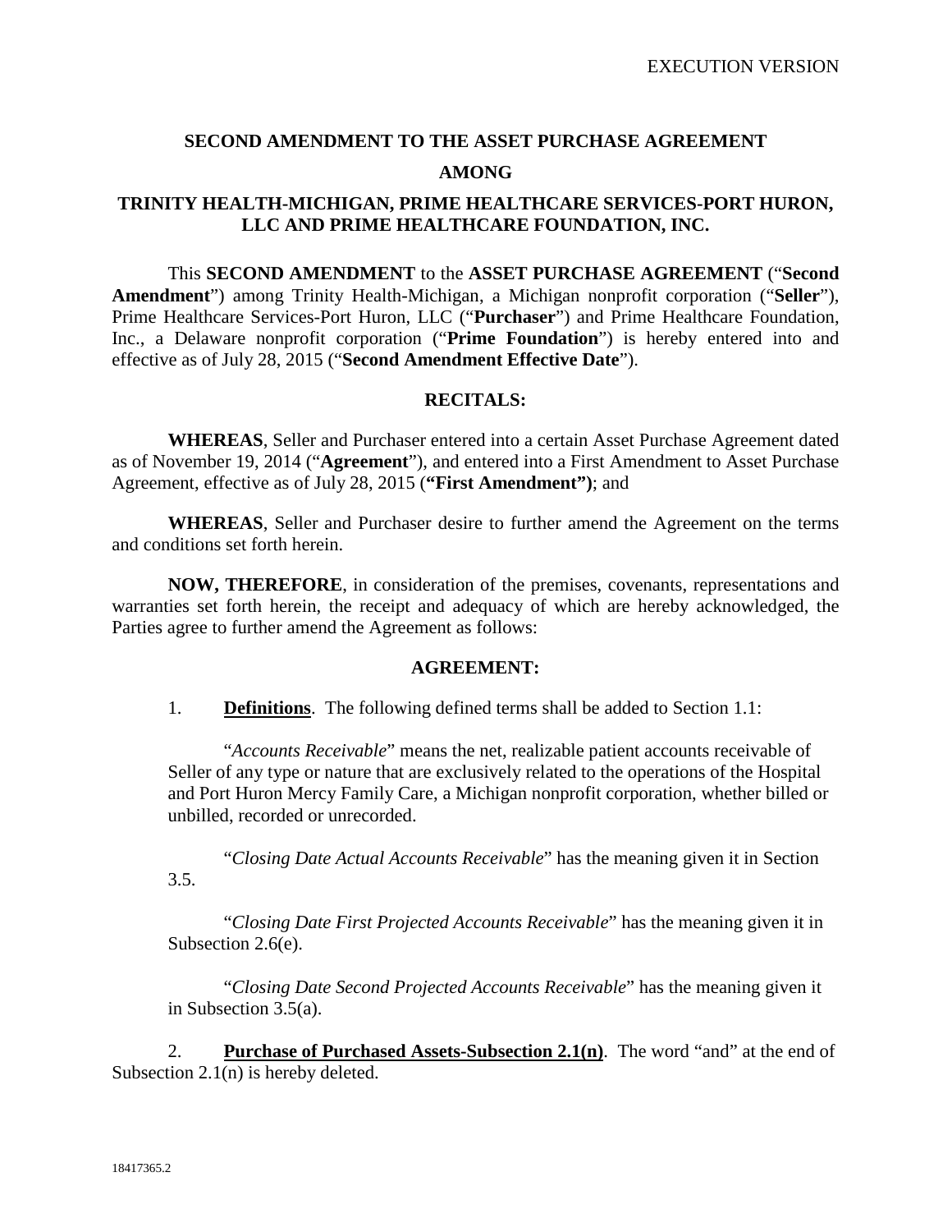EXECUTION VERSION

# SECOND AMENDMENT TO THE ASSET PURCHASE AGREEMENT

## AMONG

## TRINITY HEALTH-MICHIGAN, PRIME HEALTHCARE SERVICES-PORT HURON, LLC AND PRIME HEALTHCARE FOUNDATION, INC.

This **SECOND AMENDMENT** to the **ASSET PURCHASE AGREEMENT** ("**Second Amendment**") among Trinity Health-Michigan, a Michigan nonprofit corporation ("**Seller**"), Prime Healthcare Services-Port Huron, LLC ("**Purchaser**") and Prime Healthcare Foundation, Inc., a Delaware nonprofit corporation ("**Prime Foundation**") is hereby entered into and effective as of July 28, 2015 ("**Second Amendment Effective Date**").

### RECITALS:

**WHEREAS**, Seller and Purchaser entered into a certain Asset Purchase Agreement dated as of November 19, 2014 ("**Agreement**"), and entered into a First Amendment to Asset Purchase Agreement, effective as of July 28, 2015 (**"First Amendment")**; and

**WHEREAS**, Seller and Purchaser desire to further amend the Agreement on the terms and conditions set forth herein.

**NOW, THEREFORE**, in consideration of the premises, covenants, representations and warranties set forth herein, the receipt and adequacy of which are hereby acknowledged, the Parties agree to further amend the Agreement as follows:

### AGREEMENT:

1. **Definitions**. The following defined terms shall be added to Section 1.1:

"*Accounts Receivable*" means the net, realizable patient accounts receivable of Seller of any type or nature that are exclusively related to the operations of the Hospital and Port Huron Mercy Family Care, a Michigan nonprofit corporation, whether billed or unbilled, recorded or unrecorded.

"*Closing Date Actual Accounts Receivable*" has the meaning given it in Section 3.5.

"*Closing Date First Projected Accounts Receivable*" has the meaning given it in Subsection 2.6(e).

"*Closing Date Second Projected Accounts Receivable*" has the meaning given it in Subsection 3.5(a).

2. **Purchase of Purchased Assets-Subsection 2.1(n)**. The word "and" at the end of Subsection 2.1(n) is hereby deleted.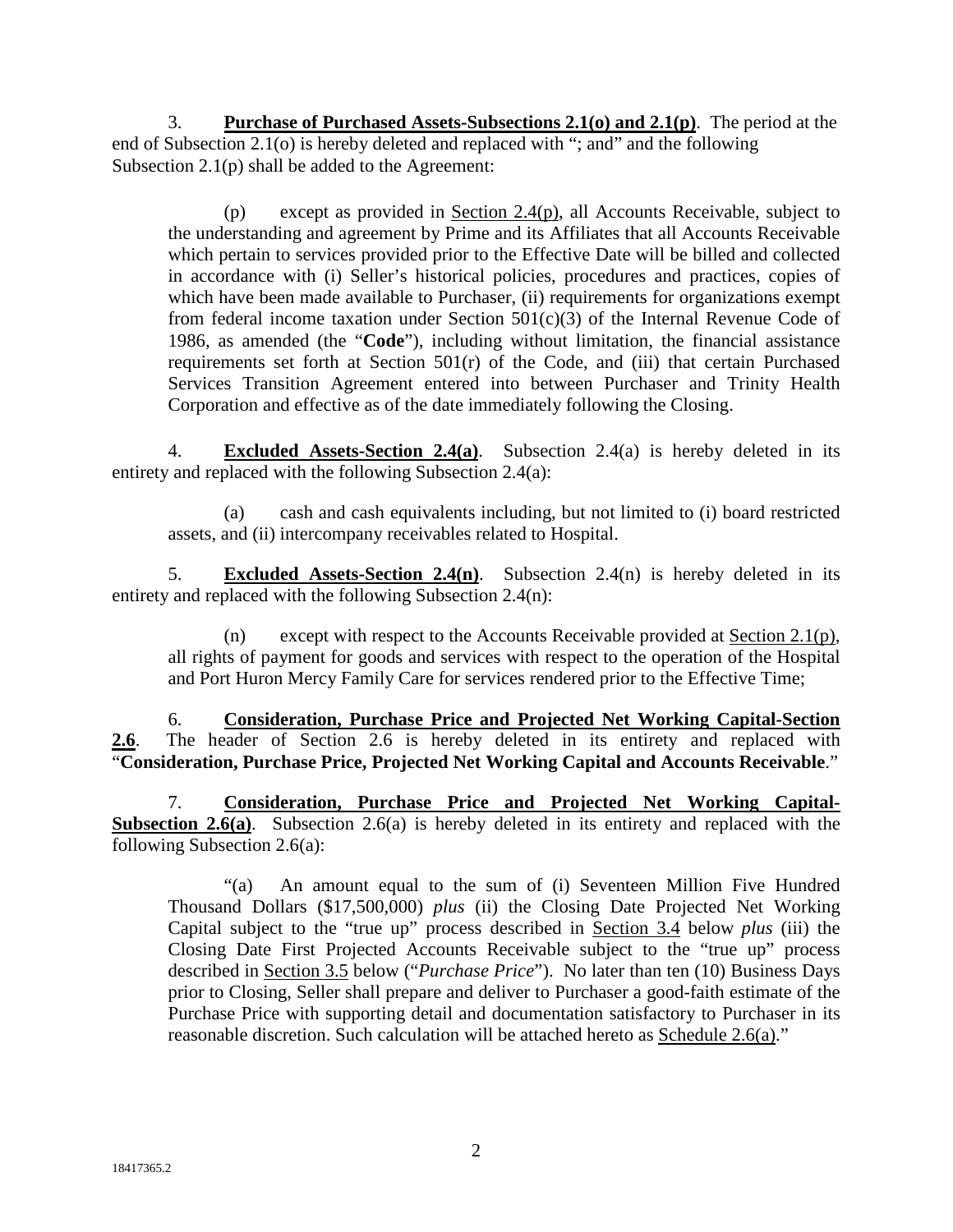3. **Purchase of Purchased Assets-Subsections 2.1(o) and 2.1(p)**. The period at the end of Subsection 2.1(o) is hereby deleted and replaced with "; and" and the following Subsection 2.1(p) shall be added to the Agreement:

> (p) except as provided in Section 2.4(p), all Accounts Receivable, subject to the understanding and agreement by Prime and its Affiliates that all Accounts Receivable which pertain to services provided prior to the Effective Date will be billed and collected in accordance with (i) Seller's historical policies, procedures and practices, copies of which have been made available to Purchaser, (ii) requirements for organizations exempt from federal income taxation under Section 501(c)(3) of the Internal Revenue Code of 1986, as amended (the "**Code**"), including without limitation, the financial assistance requirements set forth at Section 501(r) of the Code, and (iii) that certain Purchased Services Transition Agreement entered into between Purchaser and Trinity Health Corporation and effective as of the date immediately following the Closing.

4. **Excluded Assets-Section 2.4(a)**. Subsection 2.4(a) is hereby deleted in its entirety and replaced with the following Subsection 2.4(a):

> (a) cash and cash equivalents including, but not limited to (i) board restricted assets, and (ii) intercompany receivables related to Hospital.

5. **Excluded Assets-Section 2.4(n)**. Subsection 2.4(n) is hereby deleted in its entirety and replaced with the following Subsection 2.4(n):

> (n) except with respect to the Accounts Receivable provided at Section 2.1(p), all rights of payment for goods and services with respect to the operation of the Hospital and Port Huron Mercy Family Care for services rendered prior to the Effective Time;

6. **Consideration, Purchase Price and Projected Net Working Capital-Section 2.6**. The header of Section 2.6 is hereby deleted in its entirety and replaced with "**Consideration, Purchase Price, Projected Net Working Capital and Accounts Receivable**."

7. **Consideration, Purchase Price and Projected Net Working Capital-Subsection 2.6(a)**. Subsection 2.6(a) is hereby deleted in its entirety and replaced with the following Subsection 2.6(a):

> "(a) An amount equal to the sum of (i) Seventeen Million Five Hundred Thousand Dollars ($17,500,000) *plus* (ii) the Closing Date Projected Net Working Capital subject to the "true up" process described in Section 3.4 below *plus* (iii) the Closing Date First Projected Accounts Receivable subject to the "true up" process described in Section 3.5 below ("*Purchase Price*"). No later than ten (10) Business Days prior to Closing, Seller shall prepare and deliver to Purchaser a good-faith estimate of the Purchase Price with supporting detail and documentation satisfactory to Purchaser in its reasonable discretion. Such calculation will be attached hereto as Schedule 2.6(a)."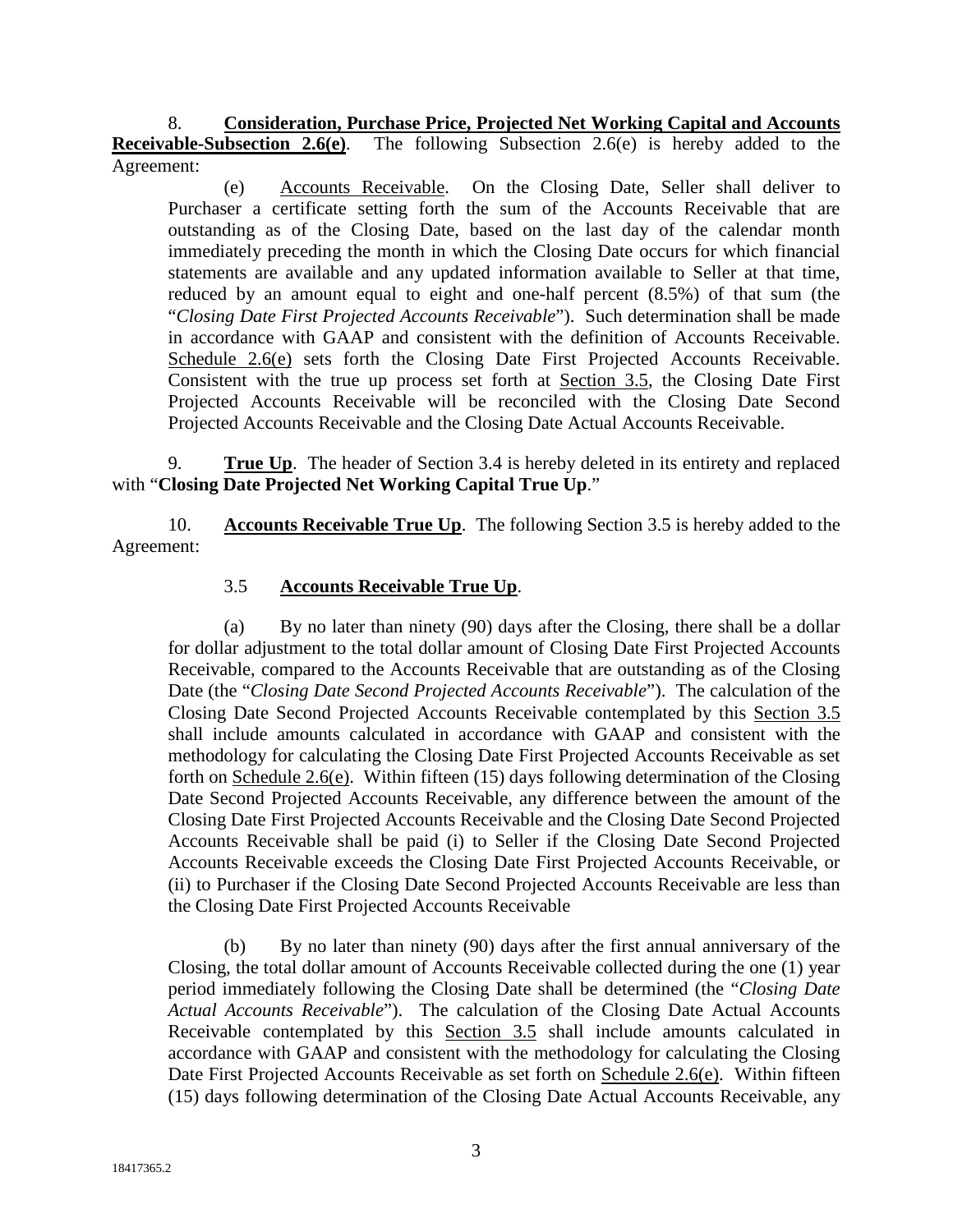8. **Consideration, Purchase Price, Projected Net Working Capital and Accounts Receivable-Subsection 2.6(e)**. The following Subsection 2.6(e) is hereby added to the Agreement:

(e) Accounts Receivable. On the Closing Date, Seller shall deliver to Purchaser a certificate setting forth the sum of the Accounts Receivable that are outstanding as of the Closing Date, based on the last day of the calendar month immediately preceding the month in which the Closing Date occurs for which financial statements are available and any updated information available to Seller at that time, reduced by an amount equal to eight and one-half percent (8.5%) of that sum (the "*Closing Date First Projected Accounts Receivable*"). Such determination shall be made in accordance with GAAP and consistent with the definition of Accounts Receivable. Schedule 2.6(e) sets forth the Closing Date First Projected Accounts Receivable. Consistent with the true up process set forth at Section 3.5, the Closing Date First Projected Accounts Receivable will be reconciled with the Closing Date Second Projected Accounts Receivable and the Closing Date Actual Accounts Receivable.

9. **True Up**. The header of Section 3.4 is hereby deleted in its entirety and replaced with "**Closing Date Projected Net Working Capital True Up**."

10. **Accounts Receivable True Up**. The following Section 3.5 is hereby added to the Agreement:

3.5 **Accounts Receivable True Up**.

(a) By no later than ninety (90) days after the Closing, there shall be a dollar for dollar adjustment to the total dollar amount of Closing Date First Projected Accounts Receivable, compared to the Accounts Receivable that are outstanding as of the Closing Date (the "*Closing Date Second Projected Accounts Receivable*"). The calculation of the Closing Date Second Projected Accounts Receivable contemplated by this Section 3.5 shall include amounts calculated in accordance with GAAP and consistent with the methodology for calculating the Closing Date First Projected Accounts Receivable as set forth on Schedule 2.6(e). Within fifteen (15) days following determination of the Closing Date Second Projected Accounts Receivable, any difference between the amount of the Closing Date First Projected Accounts Receivable and the Closing Date Second Projected Accounts Receivable shall be paid (i) to Seller if the Closing Date Second Projected Accounts Receivable exceeds the Closing Date First Projected Accounts Receivable, or (ii) to Purchaser if the Closing Date Second Projected Accounts Receivable are less than the Closing Date First Projected Accounts Receivable

(b) By no later than ninety (90) days after the first annual anniversary of the Closing, the total dollar amount of Accounts Receivable collected during the one (1) year period immediately following the Closing Date shall be determined (the "*Closing Date Actual Accounts Receivable*"). The calculation of the Closing Date Actual Accounts Receivable contemplated by this Section 3.5 shall include amounts calculated in accordance with GAAP and consistent with the methodology for calculating the Closing Date First Projected Accounts Receivable as set forth on Schedule 2.6(e). Within fifteen (15) days following determination of the Closing Date Actual Accounts Receivable, any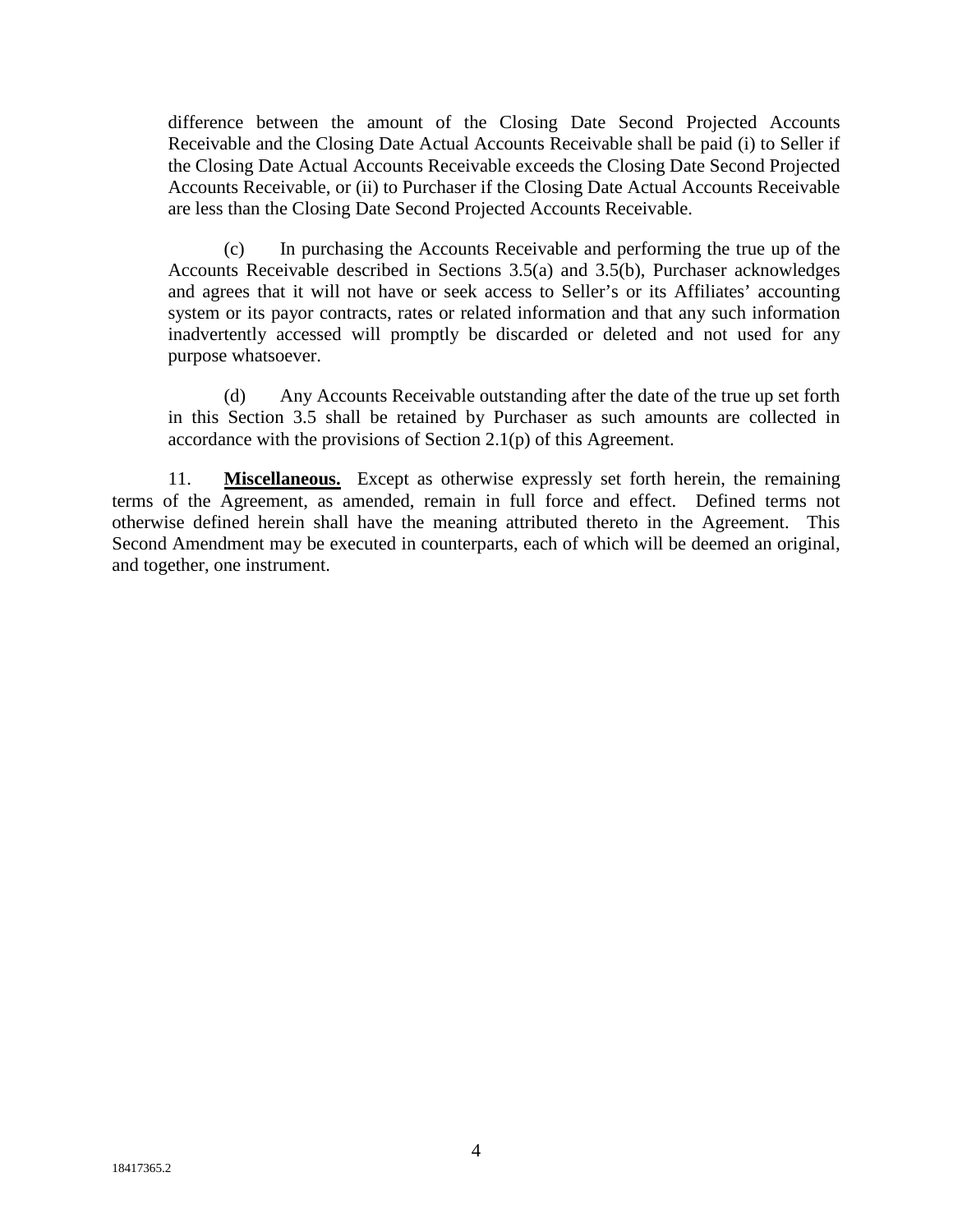difference between the amount of the Closing Date Second Projected Accounts Receivable and the Closing Date Actual Accounts Receivable shall be paid (i) to Seller if the Closing Date Actual Accounts Receivable exceeds the Closing Date Second Projected Accounts Receivable, or (ii) to Purchaser if the Closing Date Actual Accounts Receivable are less than the Closing Date Second Projected Accounts Receivable.

(c) In purchasing the Accounts Receivable and performing the true up of the Accounts Receivable described in Sections 3.5(a) and 3.5(b), Purchaser acknowledges and agrees that it will not have or seek access to Seller's or its Affiliates' accounting system or its payor contracts, rates or related information and that any such information inadvertently accessed will promptly be discarded or deleted and not used for any purpose whatsoever.

(d) Any Accounts Receivable outstanding after the date of the true up set forth in this Section 3.5 shall be retained by Purchaser as such amounts are collected in accordance with the provisions of Section 2.1(p) of this Agreement.

11. **Miscellaneous.** Except as otherwise expressly set forth herein, the remaining terms of the Agreement, as amended, remain in full force and effect. Defined terms not otherwise defined herein shall have the meaning attributed thereto in the Agreement. This Second Amendment may be executed in counterparts, each of which will be deemed an original, and together, one instrument.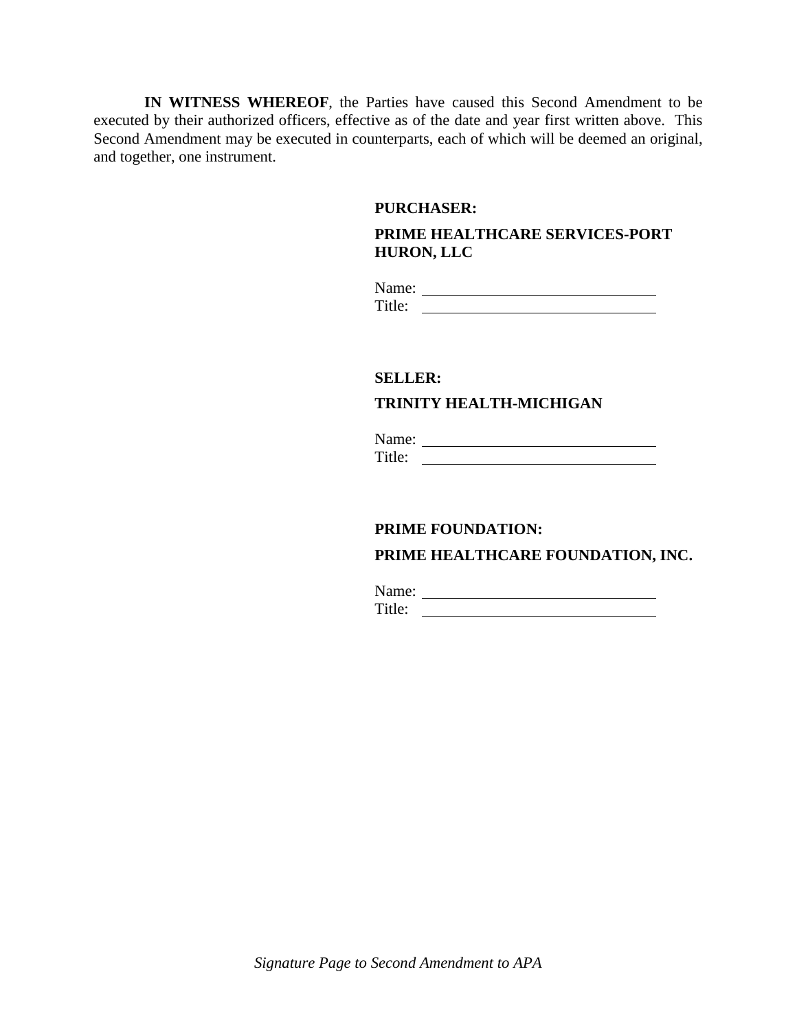**IN WITNESS WHEREOF**, the Parties have caused this Second Amendment to be executed by their authorized officers, effective as of the date and year first written above. This Second Amendment may be executed in counterparts, each of which will be deemed an original, and together, one instrument.

**PURCHASER:**

**PRIME HEALTHCARE SERVICES-PORT HURON, LLC**

Name: ______________________________
Title: ______________________________

**SELLER:**

**TRINITY HEALTH-MICHIGAN**

Name: ______________________________
Title: ______________________________

**PRIME FOUNDATION:**

**PRIME HEALTHCARE FOUNDATION, INC.**

Name: ______________________________
Title: ______________________________

*Signature Page to Second Amendment to APA*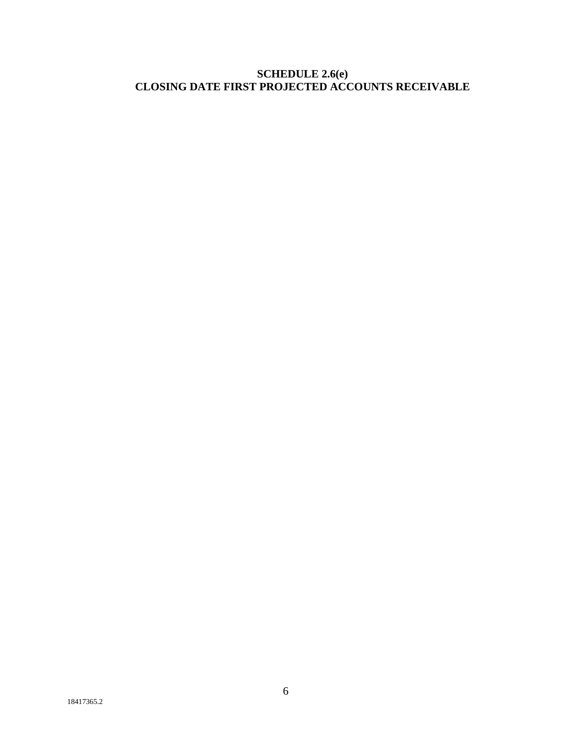**SCHEDULE 2.6(e)**
**CLOSING DATE FIRST PROJECTED ACCOUNTS RECEIVABLE**

18417365.2